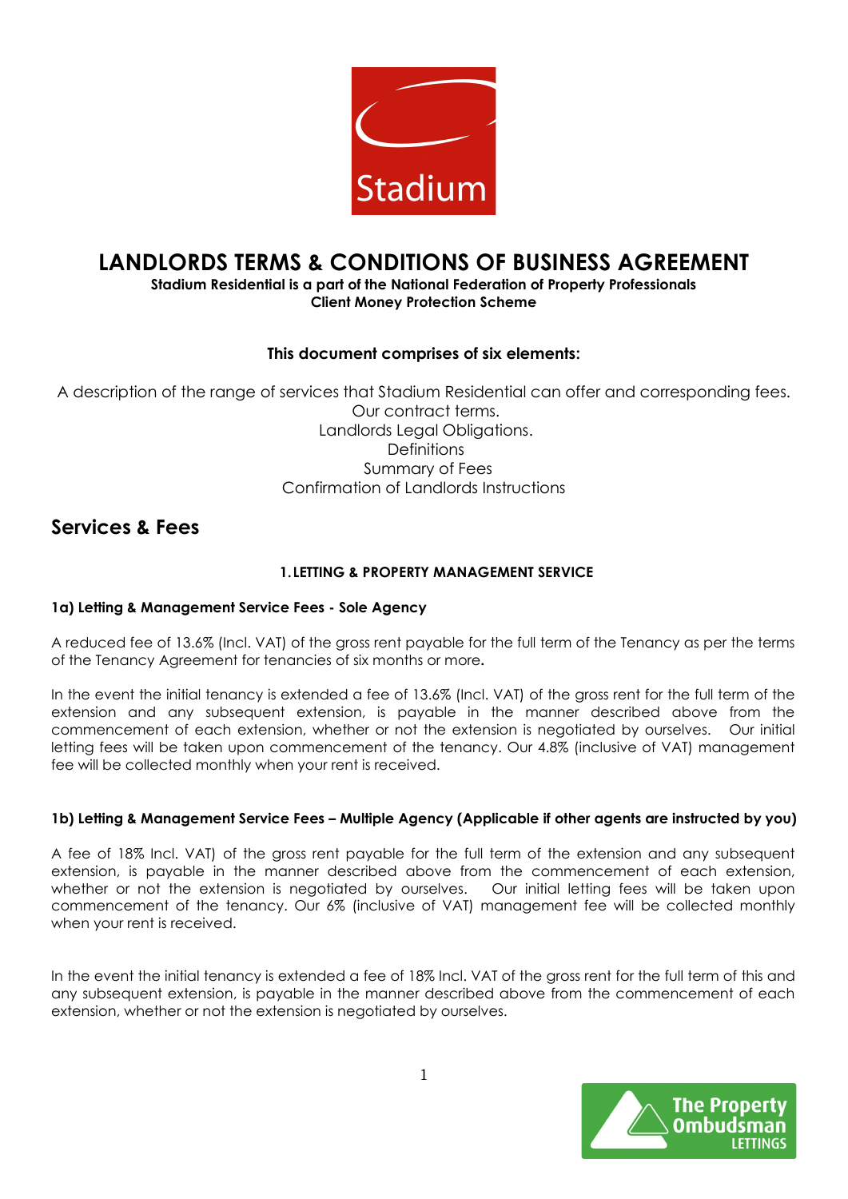Stadium

# LANDLORDS TERMS & CONDITIONS OF BUSINESS AGREEMENT

**Stadium Residential is a part of the National Federation of Property Professionals Client Money Protection Scheme**

**This document comprises of six elements:**

A description of the range of services that Stadium Residential can offer and corresponding fees.
Our contract terms.
Landlords Legal Obligations.
Definitions
Summary of Fees
Confirmation of Landlords Instructions

## Services & Fees

### 1. LETTING & PROPERTY MANAGEMENT SERVICE

#### 1a) Letting & Management Service Fees - Sole Agency

A reduced fee of 13.6% (Incl. VAT) of the gross rent payable for the full term of the Tenancy as per the terms of the Tenancy Agreement for tenancies of six months or more**.**

In the event the initial tenancy is extended a fee of 13.6% (Incl. VAT) of the gross rent for the full term of the extension and any subsequent extension, is payable in the manner described above from the commencement of each extension, whether or not the extension is negotiated by ourselves. Our initial letting fees will be taken upon commencement of the tenancy. Our 4.8% (inclusive of VAT) management fee will be collected monthly when your rent is received.

#### 1b) Letting & Management Service Fees – Multiple Agency (Applicable if other agents are instructed by you)

A fee of 18% Incl. VAT) of the gross rent payable for the full term of the extension and any subsequent extension, is payable in the manner described above from the commencement of each extension, whether or not the extension is negotiated by ourselves. Our initial letting fees will be taken upon commencement of the tenancy. Our 6% (inclusive of VAT) management fee will be collected monthly when your rent is received.

In the event the initial tenancy is extended a fee of 18% Incl. VAT of the gross rent for the full term of this and any subsequent extension, is payable in the manner described above from the commencement of each extension, whether or not the extension is negotiated by ourselves.

The Property Ombudsman LETTINGS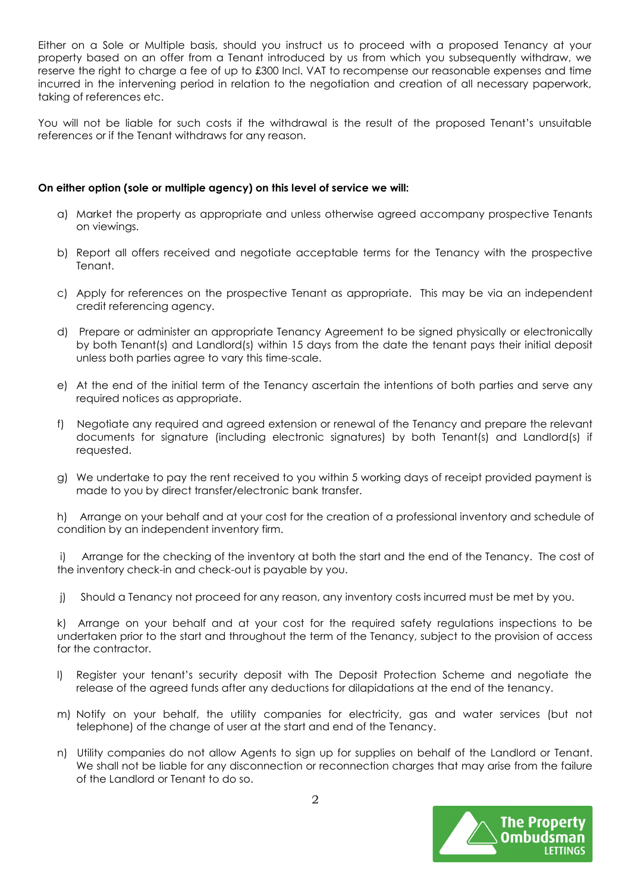Either on a Sole or Multiple basis, should you instruct us to proceed with a proposed Tenancy at your property based on an offer from a Tenant introduced by us from which you subsequently withdraw, we reserve the right to charge a fee of up to £300 Incl. VAT to recompense our reasonable expenses and time incurred in the intervening period in relation to the negotiation and creation of all necessary paperwork, taking of references etc.

You will not be liable for such costs if the withdrawal is the result of the proposed Tenant's unsuitable references or if the Tenant withdraws for any reason.

**On either option (sole or multiple agency) on this level of service we will:**

a) Market the property as appropriate and unless otherwise agreed accompany prospective Tenants on viewings.

b) Report all offers received and negotiate acceptable terms for the Tenancy with the prospective Tenant.

c) Apply for references on the prospective Tenant as appropriate. This may be via an independent credit referencing agency.

d) Prepare or administer an appropriate Tenancy Agreement to be signed physically or electronically by both Tenant(s) and Landlord(s) within 15 days from the date the tenant pays their initial deposit unless both parties agree to vary this time-scale.

e) At the end of the initial term of the Tenancy ascertain the intentions of both parties and serve any required notices as appropriate.

f) Negotiate any required and agreed extension or renewal of the Tenancy and prepare the relevant documents for signature (including electronic signatures) by both Tenant(s) and Landlord(s) if requested.

g) We undertake to pay the rent received to you within 5 working days of receipt provided payment is made to you by direct transfer/electronic bank transfer.

h) Arrange on your behalf and at your cost for the creation of a professional inventory and schedule of condition by an independent inventory firm.

i) Arrange for the checking of the inventory at both the start and the end of the Tenancy. The cost of the inventory check-in and check-out is payable by you.

j) Should a Tenancy not proceed for any reason, any inventory costs incurred must be met by you.

k) Arrange on your behalf and at your cost for the required safety regulations inspections to be undertaken prior to the start and throughout the term of the Tenancy, subject to the provision of access for the contractor.

l) Register your tenant's security deposit with The Deposit Protection Scheme and negotiate the release of the agreed funds after any deductions for dilapidations at the end of the tenancy.

m) Notify on your behalf, the utility companies for electricity, gas and water services (but not telephone) of the change of user at the start and end of the Tenancy.

n) Utility companies do not allow Agents to sign up for supplies on behalf of the Landlord or Tenant. We shall not be liable for any disconnection or reconnection charges that may arise from the failure of the Landlord or Tenant to do so.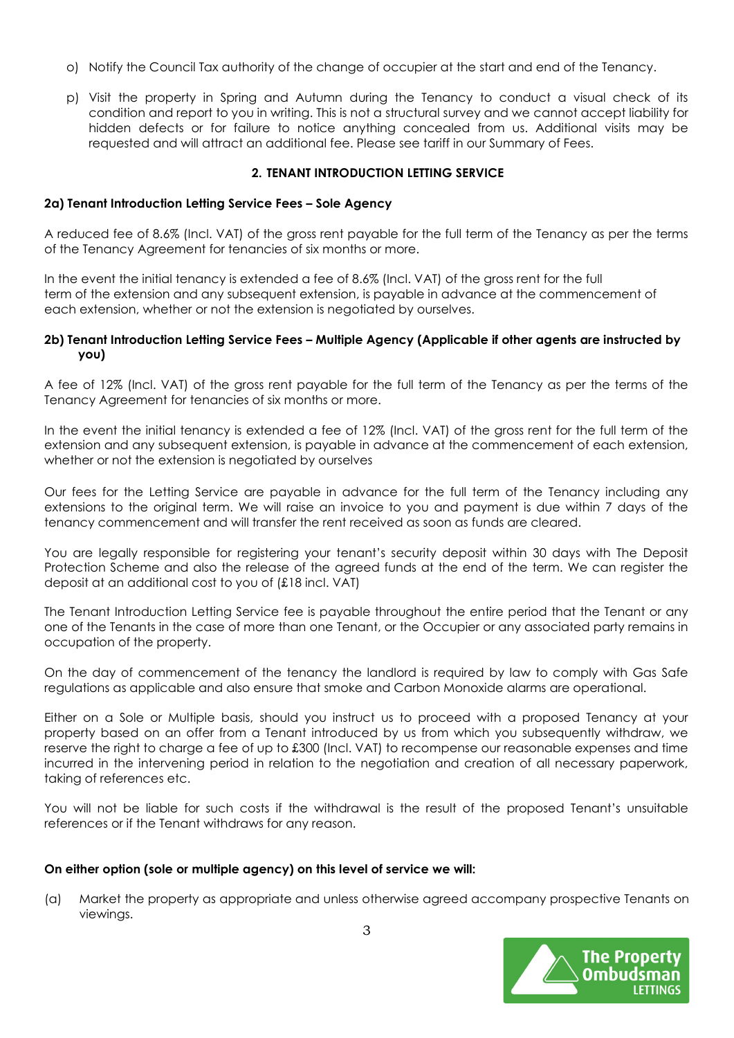o) Notify the Council Tax authority of the change of occupier at the start and end of the Tenancy.

p) Visit the property in Spring and Autumn during the Tenancy to conduct a visual check of its condition and report to you in writing. This is not a structural survey and we cannot accept liability for hidden defects or for failure to notice anything concealed from us. Additional visits may be requested and will attract an additional fee. Please see tariff in our Summary of Fees.

## 2. TENANT INTRODUCTION LETTING SERVICE

### 2a) Tenant Introduction Letting Service Fees – Sole Agency

A reduced fee of 8.6% (Incl. VAT) of the gross rent payable for the full term of the Tenancy as per the terms of the Tenancy Agreement for tenancies of six months or more.

In the event the initial tenancy is extended a fee of 8.6% (Incl. VAT) of the gross rent for the full term of the extension and any subsequent extension, is payable in advance at the commencement of each extension, whether or not the extension is negotiated by ourselves.

### 2b) Tenant Introduction Letting Service Fees – Multiple Agency (Applicable if other agents are instructed by you)

A fee of 12% (Incl. VAT) of the gross rent payable for the full term of the Tenancy as per the terms of the Tenancy Agreement for tenancies of six months or more.

In the event the initial tenancy is extended a fee of 12% (Incl. VAT) of the gross rent for the full term of the extension and any subsequent extension, is payable in advance at the commencement of each extension, whether or not the extension is negotiated by ourselves

Our fees for the Letting Service are payable in advance for the full term of the Tenancy including any extensions to the original term. We will raise an invoice to you and payment is due within 7 days of the tenancy commencement and will transfer the rent received as soon as funds are cleared.

You are legally responsible for registering your tenant's security deposit within 30 days with The Deposit Protection Scheme and also the release of the agreed funds at the end of the term. We can register the deposit at an additional cost to you of (£18 incl. VAT)

The Tenant Introduction Letting Service fee is payable throughout the entire period that the Tenant or any one of the Tenants in the case of more than one Tenant, or the Occupier or any associated party remains in occupation of the property.

On the day of commencement of the tenancy the landlord is required by law to comply with Gas Safe regulations as applicable and also ensure that smoke and Carbon Monoxide alarms are operational.

Either on a Sole or Multiple basis, should you instruct us to proceed with a proposed Tenancy at your property based on an offer from a Tenant introduced by us from which you subsequently withdraw, we reserve the right to charge a fee of up to £300 (Incl. VAT) to recompense our reasonable expenses and time incurred in the intervening period in relation to the negotiation and creation of all necessary paperwork, taking of references etc.

You will not be liable for such costs if the withdrawal is the result of the proposed Tenant's unsuitable references or if the Tenant withdraws for any reason.

**On either option (sole or multiple agency) on this level of service we will:**

(a) Market the property as appropriate and unless otherwise agreed accompany prospective Tenants on viewings.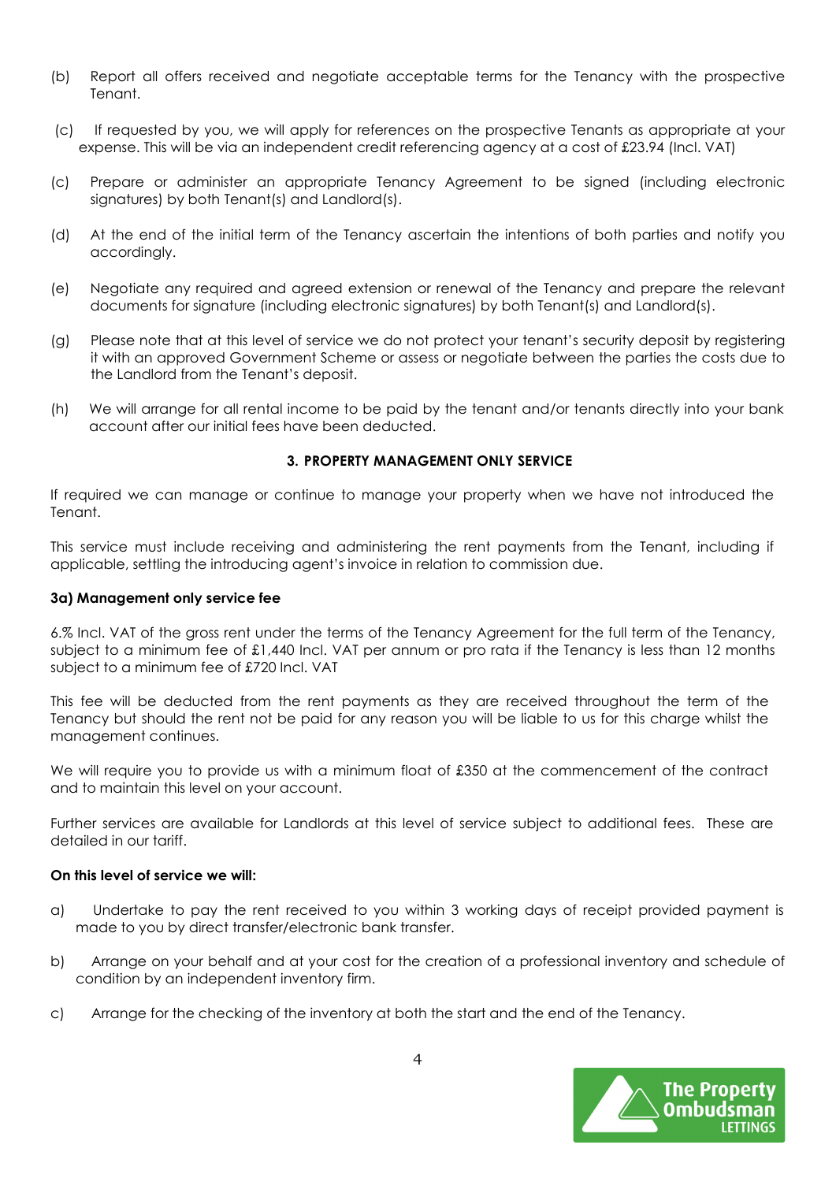(b) Report all offers received and negotiate acceptable terms for the Tenancy with the prospective Tenant.

(c) If requested by you, we will apply for references on the prospective Tenants as appropriate at your expense. This will be via an independent credit referencing agency at a cost of £23.94 (Incl. VAT)

(c) Prepare or administer an appropriate Tenancy Agreement to be signed (including electronic signatures) by both Tenant(s) and Landlord(s).

(d) At the end of the initial term of the Tenancy ascertain the intentions of both parties and notify you accordingly.

(e) Negotiate any required and agreed extension or renewal of the Tenancy and prepare the relevant documents for signature (including electronic signatures) by both Tenant(s) and Landlord(s).

(g) Please note that at this level of service we do not protect your tenant's security deposit by registering it with an approved Government Scheme or assess or negotiate between the parties the costs due to the Landlord from the Tenant's deposit.

(h) We will arrange for all rental income to be paid by the tenant and/or tenants directly into your bank account after our initial fees have been deducted.

## 3. PROPERTY MANAGEMENT ONLY SERVICE

If required we can manage or continue to manage your property when we have not introduced the Tenant.

This service must include receiving and administering the rent payments from the Tenant, including if applicable, settling the introducing agent's invoice in relation to commission due.

### 3a) Management only service fee

6.% Incl. VAT of the gross rent under the terms of the Tenancy Agreement for the full term of the Tenancy, subject to a minimum fee of £1,440 Incl. VAT per annum or pro rata if the Tenancy is less than 12 months subject to a minimum fee of £720 Incl. VAT

This fee will be deducted from the rent payments as they are received throughout the term of the Tenancy but should the rent not be paid for any reason you will be liable to us for this charge whilst the management continues.

We will require you to provide us with a minimum float of £350 at the commencement of the contract and to maintain this level on your account.

Further services are available for Landlords at this level of service subject to additional fees. These are detailed in our tariff.

**On this level of service we will:**

a) Undertake to pay the rent received to you within 3 working days of receipt provided payment is made to you by direct transfer/electronic bank transfer.

b) Arrange on your behalf and at your cost for the creation of a professional inventory and schedule of condition by an independent inventory firm.

c) Arrange for the checking of the inventory at both the start and the end of the Tenancy.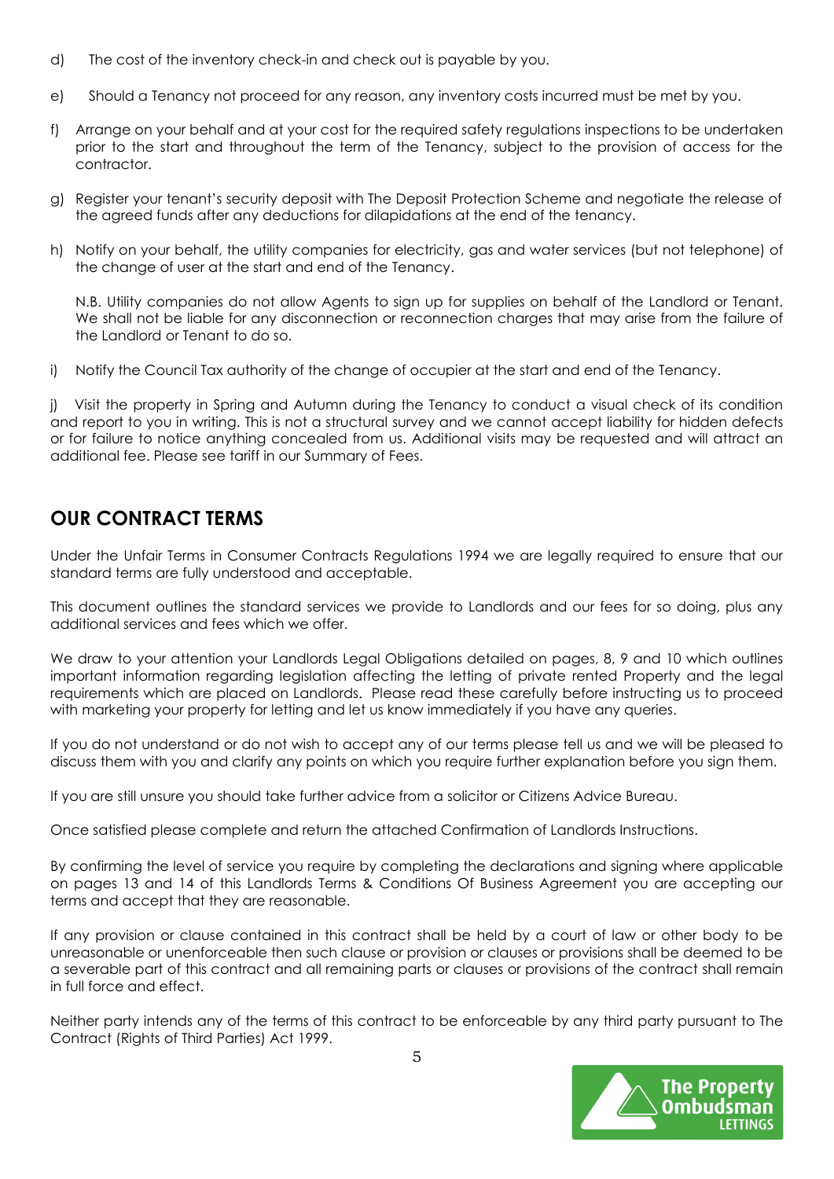d) The cost of the inventory check-in and check out is payable by you.

e) Should a Tenancy not proceed for any reason, any inventory costs incurred must be met by you.

f) Arrange on your behalf and at your cost for the required safety regulations inspections to be undertaken prior to the start and throughout the term of the Tenancy, subject to the provision of access for the contractor.

g) Register your tenant's security deposit with The Deposit Protection Scheme and negotiate the release of the agreed funds after any deductions for dilapidations at the end of the tenancy.

h) Notify on your behalf, the utility companies for electricity, gas and water services (but not telephone) of the change of user at the start and end of the Tenancy.

N.B. Utility companies do not allow Agents to sign up for supplies on behalf of the Landlord or Tenant. We shall not be liable for any disconnection or reconnection charges that may arise from the failure of the Landlord or Tenant to do so.

i) Notify the Council Tax authority of the change of occupier at the start and end of the Tenancy.

j) Visit the property in Spring and Autumn during the Tenancy to conduct a visual check of its condition and report to you in writing. This is not a structural survey and we cannot accept liability for hidden defects or for failure to notice anything concealed from us. Additional visits may be requested and will attract an additional fee. Please see tariff in our Summary of Fees.

## OUR CONTRACT TERMS

Under the Unfair Terms in Consumer Contracts Regulations 1994 we are legally required to ensure that our standard terms are fully understood and acceptable.

This document outlines the standard services we provide to Landlords and our fees for so doing, plus any additional services and fees which we offer.

We draw to your attention your Landlords Legal Obligations detailed on pages, 8, 9 and 10 which outlines important information regarding legislation affecting the letting of private rented Property and the legal requirements which are placed on Landlords. Please read these carefully before instructing us to proceed with marketing your property for letting and let us know immediately if you have any queries.

If you do not understand or do not wish to accept any of our terms please tell us and we will be pleased to discuss them with you and clarify any points on which you require further explanation before you sign them.

If you are still unsure you should take further advice from a solicitor or Citizens Advice Bureau.

Once satisfied please complete and return the attached Confirmation of Landlords Instructions.

By confirming the level of service you require by completing the declarations and signing where applicable on pages 13 and 14 of this Landlords Terms & Conditions Of Business Agreement you are accepting our terms and accept that they are reasonable.

If any provision or clause contained in this contract shall be held by a court of law or other body to be unreasonable or unenforceable then such clause or provision or clauses or provisions shall be deemed to be a severable part of this contract and all remaining parts or clauses or provisions of the contract shall remain in full force and effect.

Neither party intends any of the terms of this contract to be enforceable by any third party pursuant to The Contract (Rights of Third Parties) Act 1999.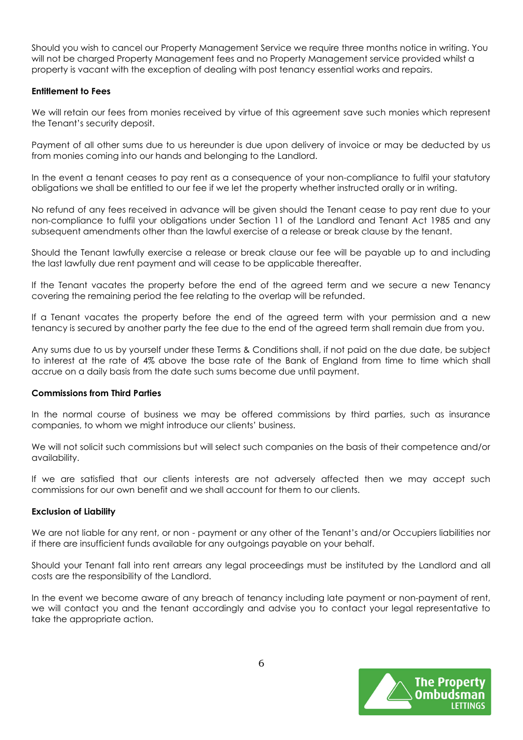Should you wish to cancel our Property Management Service we require three months notice in writing. You will not be charged Property Management fees and no Property Management service provided whilst a property is vacant with the exception of dealing with post tenancy essential works and repairs.

**Entitlement to Fees**

We will retain our fees from monies received by virtue of this agreement save such monies which represent the Tenant's security deposit.

Payment of all other sums due to us hereunder is due upon delivery of invoice or may be deducted by us from monies coming into our hands and belonging to the Landlord.

In the event a tenant ceases to pay rent as a consequence of your non-compliance to fulfil your statutory obligations we shall be entitled to our fee if we let the property whether instructed orally or in writing.

No refund of any fees received in advance will be given should the Tenant cease to pay rent due to your non-compliance to fulfil your obligations under Section 11 of the Landlord and Tenant Act 1985 and any subsequent amendments other than the lawful exercise of a release or break clause by the tenant.

Should the Tenant lawfully exercise a release or break clause our fee will be payable up to and including the last lawfully due rent payment and will cease to be applicable thereafter.

If the Tenant vacates the property before the end of the agreed term and we secure a new Tenancy covering the remaining period the fee relating to the overlap will be refunded.

If a Tenant vacates the property before the end of the agreed term with your permission and a new tenancy is secured by another party the fee due to the end of the agreed term shall remain due from you.

Any sums due to us by yourself under these Terms & Conditions shall, if not paid on the due date, be subject to interest at the rate of 4% above the base rate of the Bank of England from time to time which shall accrue on a daily basis from the date such sums become due until payment.

**Commissions from Third Parties**

In the normal course of business we may be offered commissions by third parties, such as insurance companies, to whom we might introduce our clients' business.

We will not solicit such commissions but will select such companies on the basis of their competence and/or availability.

If we are satisfied that our clients interests are not adversely affected then we may accept such commissions for our own benefit and we shall account for them to our clients.

**Exclusion of Liability**

We are not liable for any rent, or non - payment or any other of the Tenant's and/or Occupiers liabilities nor if there are insufficient funds available for any outgoings payable on your behalf.

Should your Tenant fall into rent arrears any legal proceedings must be instituted by the Landlord and all costs are the responsibility of the Landlord.

In the event we become aware of any breach of tenancy including late payment or non-payment of rent, we will contact you and the tenant accordingly and advise you to contact your legal representative to take the appropriate action.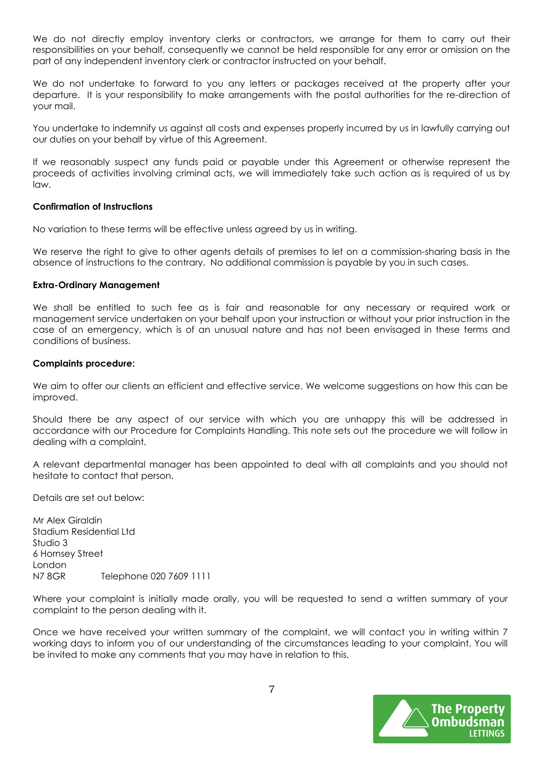We do not directly employ inventory clerks or contractors, we arrange for them to carry out their responsibilities on your behalf, consequently we cannot be held responsible for any error or omission on the part of any independent inventory clerk or contractor instructed on your behalf.

We do not undertake to forward to you any letters or packages received at the property after your departure. It is your responsibility to make arrangements with the postal authorities for the re-direction of your mail.

You undertake to indemnify us against all costs and expenses properly incurred by us in lawfully carrying out our duties on your behalf by virtue of this Agreement.

If we reasonably suspect any funds paid or payable under this Agreement or otherwise represent the proceeds of activities involving criminal acts, we will immediately take such action as is required of us by law.

**Confirmation of Instructions**

No variation to these terms will be effective unless agreed by us in writing.

We reserve the right to give to other agents details of premises to let on a commission-sharing basis in the absence of instructions to the contrary. No additional commission is payable by you in such cases.

**Extra-Ordinary Management**

We shall be entitled to such fee as is fair and reasonable for any necessary or required work or management service undertaken on your behalf upon your instruction or without your prior instruction in the case of an emergency, which is of an unusual nature and has not been envisaged in these terms and conditions of business.

**Complaints procedure:**

We aim to offer our clients an efficient and effective service. We welcome suggestions on how this can be improved.

Should there be any aspect of our service with which you are unhappy this will be addressed in accordance with our Procedure for Complaints Handling. This note sets out the procedure we will follow in dealing with a complaint.

A relevant departmental manager has been appointed to deal with all complaints and you should not hesitate to contact that person.

Details are set out below:

Mr Alex Giraldin
Stadium Residential Ltd
Studio 3
6 Hornsey Street
London
N7 8GR Telephone 020 7609 1111

Where your complaint is initially made orally, you will be requested to send a written summary of your complaint to the person dealing with it.

Once we have received your written summary of the complaint, we will contact you in writing within 7 working days to inform you of our understanding of the circumstances leading to your complaint. You will be invited to make any comments that you may have in relation to this.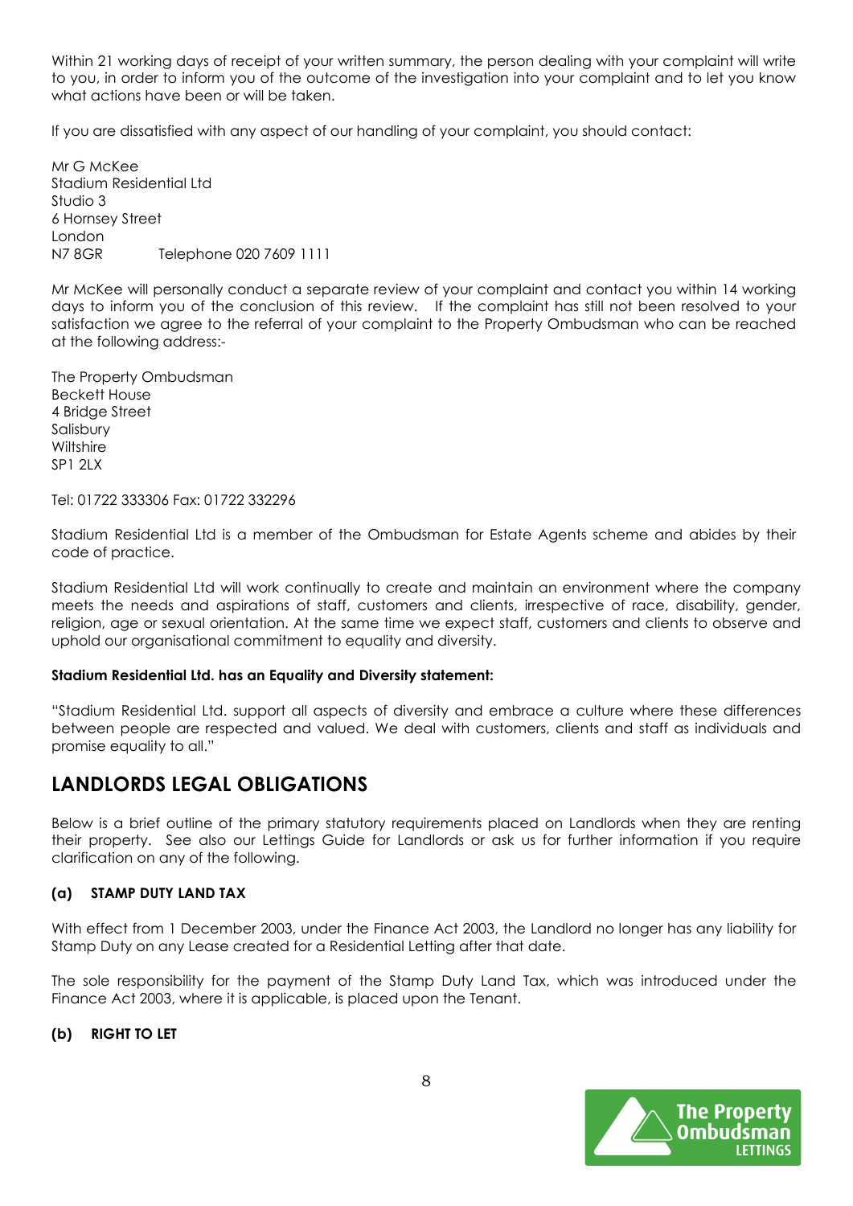Within 21 working days of receipt of your written summary, the person dealing with your complaint will write to you, in order to inform you of the outcome of the investigation into your complaint and to let you know what actions have been or will be taken.

If you are dissatisfied with any aspect of our handling of your complaint, you should contact:

Mr G McKee
Stadium Residential Ltd
Studio 3
6 Hornsey Street
London
N7 8GR Telephone 020 7609 1111

Mr McKee will personally conduct a separate review of your complaint and contact you within 14 working days to inform you of the conclusion of this review. If the complaint has still not been resolved to your satisfaction we agree to the referral of your complaint to the Property Ombudsman who can be reached at the following address:-

The Property Ombudsman
Beckett House
4 Bridge Street
Salisbury
Wiltshire
SP1 2LX

Tel: 01722 333306 Fax: 01722 332296

Stadium Residential Ltd is a member of the Ombudsman for Estate Agents scheme and abides by their code of practice.

Stadium Residential Ltd will work continually to create and maintain an environment where the company meets the needs and aspirations of staff, customers and clients, irrespective of race, disability, gender, religion, age or sexual orientation. At the same time we expect staff, customers and clients to observe and uphold our organisational commitment to equality and diversity.

**Stadium Residential Ltd. has an Equality and Diversity statement:**

"Stadium Residential Ltd. support all aspects of diversity and embrace a culture where these differences between people are respected and valued. We deal with customers, clients and staff as individuals and promise equality to all."

## LANDLORDS LEGAL OBLIGATIONS

Below is a brief outline of the primary statutory requirements placed on Landlords when they are renting their property. See also our Lettings Guide for Landlords or ask us for further information if you require clarification on any of the following.

#### (a) STAMP DUTY LAND TAX

With effect from 1 December 2003, under the Finance Act 2003, the Landlord no longer has any liability for Stamp Duty on any Lease created for a Residential Letting after that date.

The sole responsibility for the payment of the Stamp Duty Land Tax, which was introduced under the Finance Act 2003, where it is applicable, is placed upon the Tenant.

#### (b) RIGHT TO LET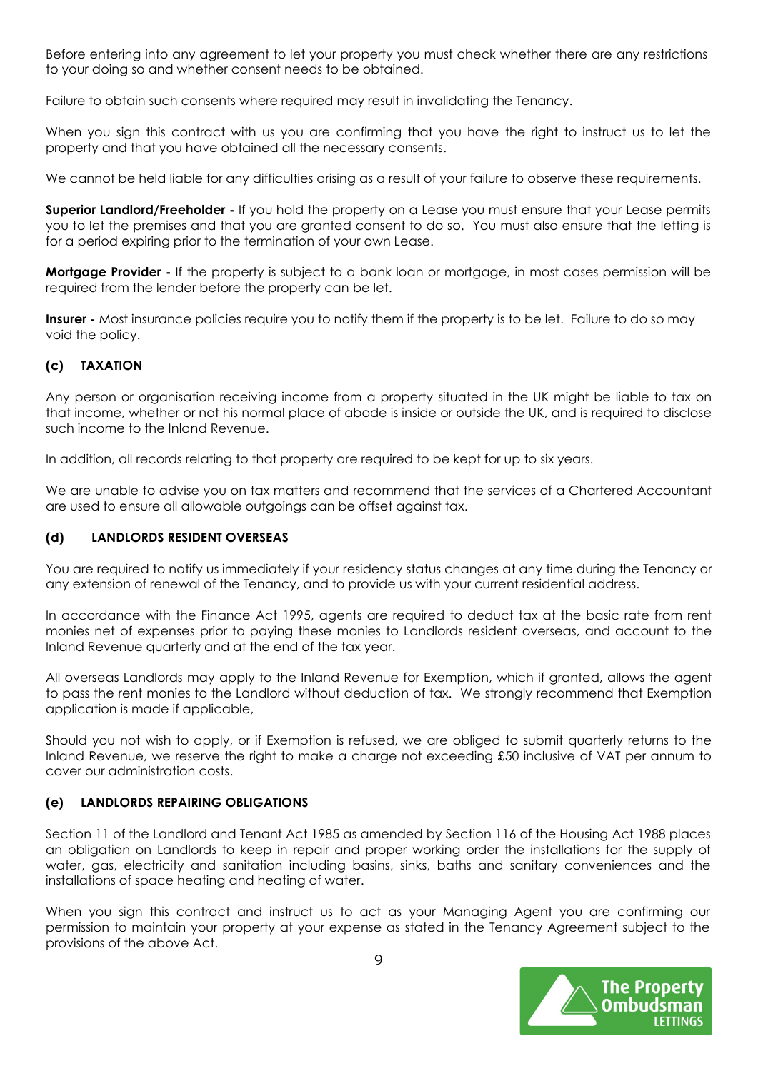Before entering into any agreement to let your property you must check whether there are any restrictions to your doing so and whether consent needs to be obtained.

Failure to obtain such consents where required may result in invalidating the Tenancy.

When you sign this contract with us you are confirming that you have the right to instruct us to let the property and that you have obtained all the necessary consents.

We cannot be held liable for any difficulties arising as a result of your failure to observe these requirements.

**Superior Landlord/Freeholder -** If you hold the property on a Lease you must ensure that your Lease permits you to let the premises and that you are granted consent to do so. You must also ensure that the letting is for a period expiring prior to the termination of your own Lease.

**Mortgage Provider -** If the property is subject to a bank loan or mortgage, in most cases permission will be required from the lender before the property can be let.

**Insurer -** Most insurance policies require you to notify them if the property is to be let. Failure to do so may void the policy.

### (c) TAXATION

Any person or organisation receiving income from a property situated in the UK might be liable to tax on that income, whether or not his normal place of abode is inside or outside the UK, and is required to disclose such income to the Inland Revenue.

In addition, all records relating to that property are required to be kept for up to six years.

We are unable to advise you on tax matters and recommend that the services of a Chartered Accountant are used to ensure all allowable outgoings can be offset against tax.

### (d) LANDLORDS RESIDENT OVERSEAS

You are required to notify us immediately if your residency status changes at any time during the Tenancy or any extension of renewal of the Tenancy, and to provide us with your current residential address.

In accordance with the Finance Act 1995, agents are required to deduct tax at the basic rate from rent monies net of expenses prior to paying these monies to Landlords resident overseas, and account to the Inland Revenue quarterly and at the end of the tax year.

All overseas Landlords may apply to the Inland Revenue for Exemption, which if granted, allows the agent to pass the rent monies to the Landlord without deduction of tax. We strongly recommend that Exemption application is made if applicable,

Should you not wish to apply, or if Exemption is refused, we are obliged to submit quarterly returns to the Inland Revenue, we reserve the right to make a charge not exceeding £50 inclusive of VAT per annum to cover our administration costs.

### (e) LANDLORDS REPAIRING OBLIGATIONS

Section 11 of the Landlord and Tenant Act 1985 as amended by Section 116 of the Housing Act 1988 places an obligation on Landlords to keep in repair and proper working order the installations for the supply of water, gas, electricity and sanitation including basins, sinks, baths and sanitary conveniences and the installations of space heating and heating of water.

When you sign this contract and instruct us to act as your Managing Agent you are confirming our permission to maintain your property at your expense as stated in the Tenancy Agreement subject to the provisions of the above Act.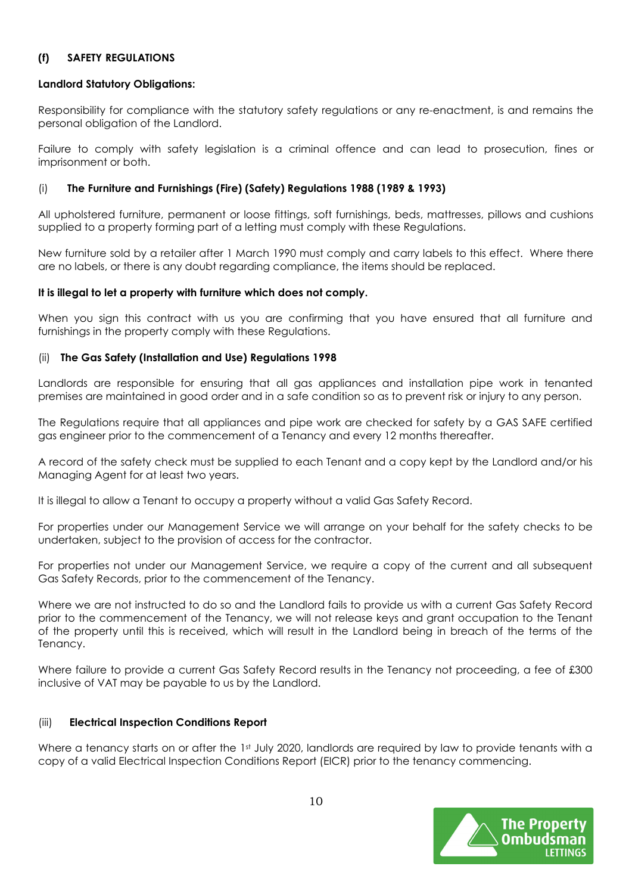### (f) SAFETY REGULATIONS

**Landlord Statutory Obligations:**

Responsibility for compliance with the statutory safety regulations or any re-enactment, is and remains the personal obligation of the Landlord.

Failure to comply with safety legislation is a criminal offence and can lead to prosecution, fines or imprisonment or both.

#### (i) The Furniture and Furnishings (Fire) (Safety) Regulations 1988 (1989 & 1993)

All upholstered furniture, permanent or loose fittings, soft furnishings, beds, mattresses, pillows and cushions supplied to a property forming part of a letting must comply with these Regulations.

New furniture sold by a retailer after 1 March 1990 must comply and carry labels to this effect. Where there are no labels, or there is any doubt regarding compliance, the items should be replaced.

**It is illegal to let a property with furniture which does not comply.**

When you sign this contract with us you are confirming that you have ensured that all furniture and furnishings in the property comply with these Regulations.

#### (ii) The Gas Safety (Installation and Use) Regulations 1998

Landlords are responsible for ensuring that all gas appliances and installation pipe work in tenanted premises are maintained in good order and in a safe condition so as to prevent risk or injury to any person.

The Regulations require that all appliances and pipe work are checked for safety by a GAS SAFE certified gas engineer prior to the commencement of a Tenancy and every 12 months thereafter.

A record of the safety check must be supplied to each Tenant and a copy kept by the Landlord and/or his Managing Agent for at least two years.

It is illegal to allow a Tenant to occupy a property without a valid Gas Safety Record.

For properties under our Management Service we will arrange on your behalf for the safety checks to be undertaken, subject to the provision of access for the contractor.

For properties not under our Management Service, we require a copy of the current and all subsequent Gas Safety Records, prior to the commencement of the Tenancy.

Where we are not instructed to do so and the Landlord fails to provide us with a current Gas Safety Record prior to the commencement of the Tenancy, we will not release keys and grant occupation to the Tenant of the property until this is received, which will result in the Landlord being in breach of the terms of the Tenancy.

Where failure to provide a current Gas Safety Record results in the Tenancy not proceeding, a fee of £300 inclusive of VAT may be payable to us by the Landlord.

#### (iii) Electrical Inspection Conditions Report

Where a tenancy starts on or after the 1st July 2020, landlords are required by law to provide tenants with a copy of a valid Electrical Inspection Conditions Report (EICR) prior to the tenancy commencing.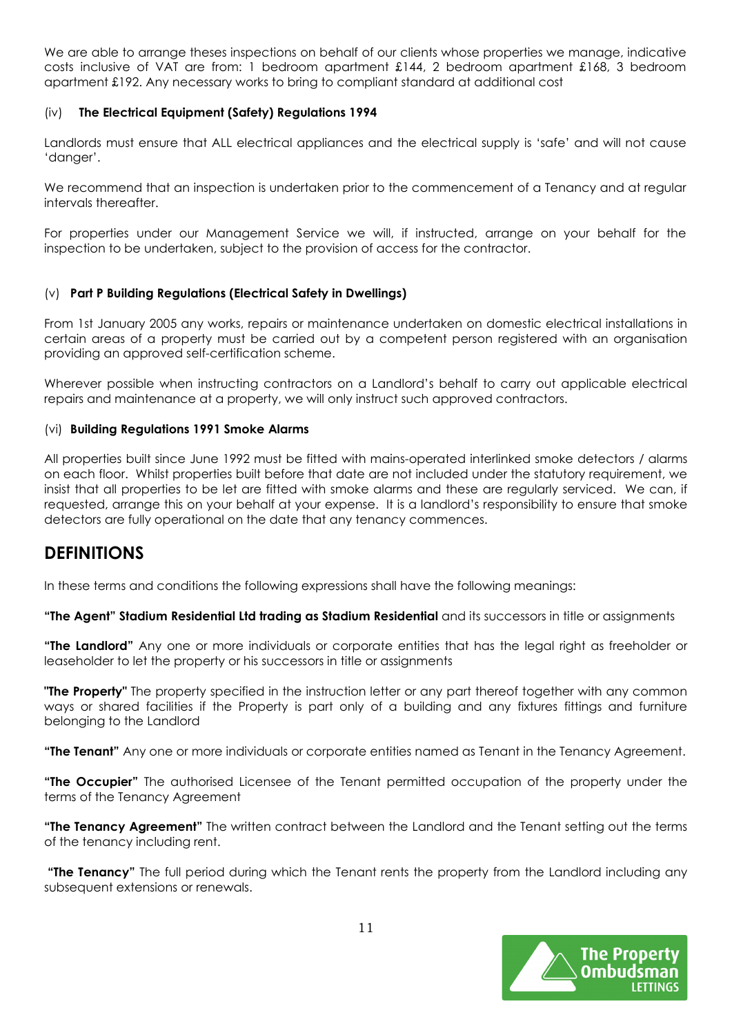We are able to arrange theses inspections on behalf of our clients whose properties we manage, indicative costs inclusive of VAT are from: 1 bedroom apartment £144, 2 bedroom apartment £168, 3 bedroom apartment £192. Any necessary works to bring to compliant standard at additional cost

(iv) **The Electrical Equipment (Safety) Regulations 1994**

Landlords must ensure that ALL electrical appliances and the electrical supply is 'safe' and will not cause 'danger'.

We recommend that an inspection is undertaken prior to the commencement of a Tenancy and at regular intervals thereafter.

For properties under our Management Service we will, if instructed, arrange on your behalf for the inspection to be undertaken, subject to the provision of access for the contractor.

(v) **Part P Building Regulations (Electrical Safety in Dwellings)**

From 1st January 2005 any works, repairs or maintenance undertaken on domestic electrical installations in certain areas of a property must be carried out by a competent person registered with an organisation providing an approved self-certification scheme.

Wherever possible when instructing contractors on a Landlord's behalf to carry out applicable electrical repairs and maintenance at a property, we will only instruct such approved contractors.

(vi) **Building Regulations 1991 Smoke Alarms**

All properties built since June 1992 must be fitted with mains-operated interlinked smoke detectors / alarms on each floor. Whilst properties built before that date are not included under the statutory requirement, we insist that all properties to be let are fitted with smoke alarms and these are regularly serviced. We can, if requested, arrange this on your behalf at your expense. It is a landlord's responsibility to ensure that smoke detectors are fully operational on the date that any tenancy commences.

## DEFINITIONS

In these terms and conditions the following expressions shall have the following meanings:

**"The Agent" Stadium Residential Ltd trading as Stadium Residential** and its successors in title or assignments

**"The Landlord"** Any one or more individuals or corporate entities that has the legal right as freeholder or leaseholder to let the property or his successors in title or assignments

**"The Property"** The property specified in the instruction letter or any part thereof together with any common ways or shared facilities if the Property is part only of a building and any fixtures fittings and furniture belonging to the Landlord

**"The Tenant"** Any one or more individuals or corporate entities named as Tenant in the Tenancy Agreement.

**"The Occupier"** The authorised Licensee of the Tenant permitted occupation of the property under the terms of the Tenancy Agreement

**"The Tenancy Agreement"** The written contract between the Landlord and the Tenant setting out the terms of the tenancy including rent.

**"The Tenancy"** The full period during which the Tenant rents the property from the Landlord including any subsequent extensions or renewals.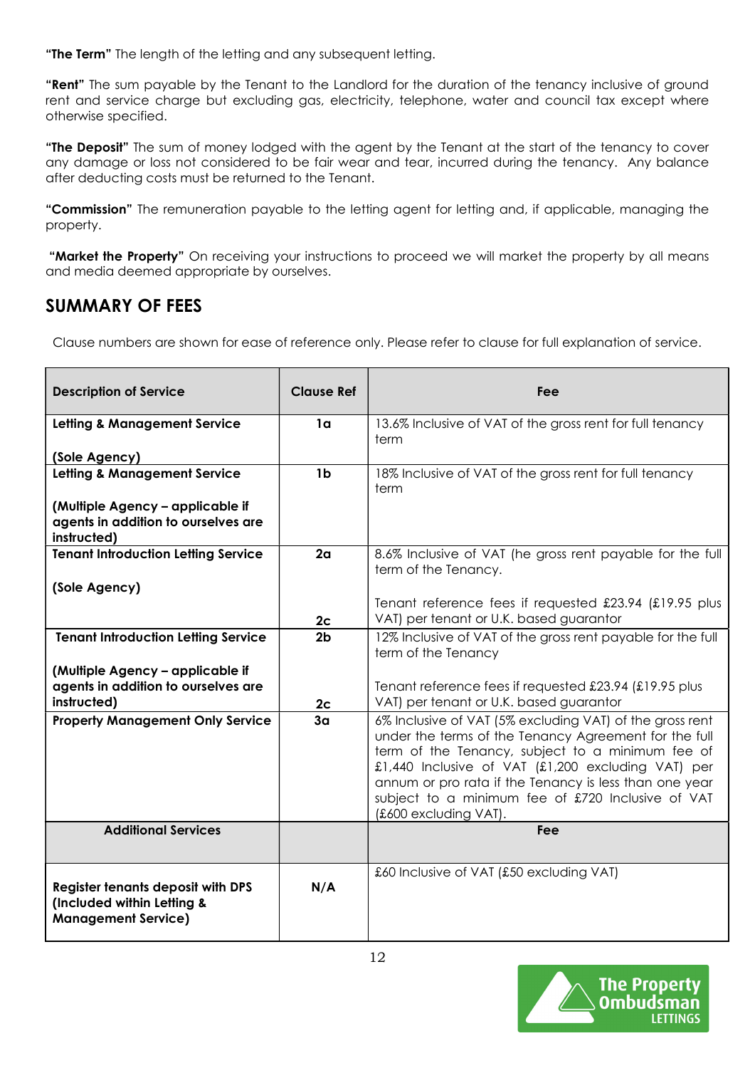**"The Term"** The length of the letting and any subsequent letting.

**"Rent"** The sum payable by the Tenant to the Landlord for the duration of the tenancy inclusive of ground rent and service charge but excluding gas, electricity, telephone, water and council tax except where otherwise specified.

**"The Deposit"** The sum of money lodged with the agent by the Tenant at the start of the tenancy to cover any damage or loss not considered to be fair wear and tear, incurred during the tenancy. Any balance after deducting costs must be returned to the Tenant.

**"Commission"** The remuneration payable to the letting agent for letting and, if applicable, managing the property.

**"Market the Property"** On receiving your instructions to proceed we will market the property by all means and media deemed appropriate by ourselves.

## SUMMARY OF FEES

Clause numbers are shown for ease of reference only. Please refer to clause for full explanation of service.

| Description of Service | Clause Ref | Fee |
|---|---|---|
| **Letting & Management Service**<br><br>**(Sole Agency)** | **1a** | 13.6% Inclusive of VAT of the gross rent for full tenancy term |
| **Letting & Management Service**<br><br>**(Multiple Agency – applicable if agents in addition to ourselves are instructed)** | **1b** | 18% Inclusive of VAT of the gross rent for full tenancy term |
| **Tenant Introduction Letting Service**<br><br>**(Sole Agency)** | **2a**<br><br>**2c** | 8.6% Inclusive of VAT (he gross rent payable for the full term of the Tenancy.<br><br>Tenant reference fees if requested £23.94 (£19.95 plus VAT) per tenant or U.K. based guarantor |
| **Tenant Introduction Letting Service**<br><br>**(Multiple Agency – applicable if agents in addition to ourselves are instructed)** | **2b**<br><br>**2c** | 12% Inclusive of VAT of the gross rent payable for the full term of the Tenancy<br><br>Tenant reference fees if requested £23.94 (£19.95 plus VAT) per tenant or U.K. based guarantor |
| **Property Management Only Service** | **3a** | 6% Inclusive of VAT (5% excluding VAT) of the gross rent under the terms of the Tenancy Agreement for the full term of the Tenancy, subject to a minimum fee of £1,440 Inclusive of VAT (£1,200 excluding VAT) per annum or pro rata if the Tenancy is less than one year subject to a minimum fee of £720 Inclusive of VAT (£600 excluding VAT). |
| **Additional Services** | | **Fee** |
| **Register tenants deposit with DPS (Included within Letting & Management Service)** | **N/A** | £60 Inclusive of VAT (£50 excluding VAT) |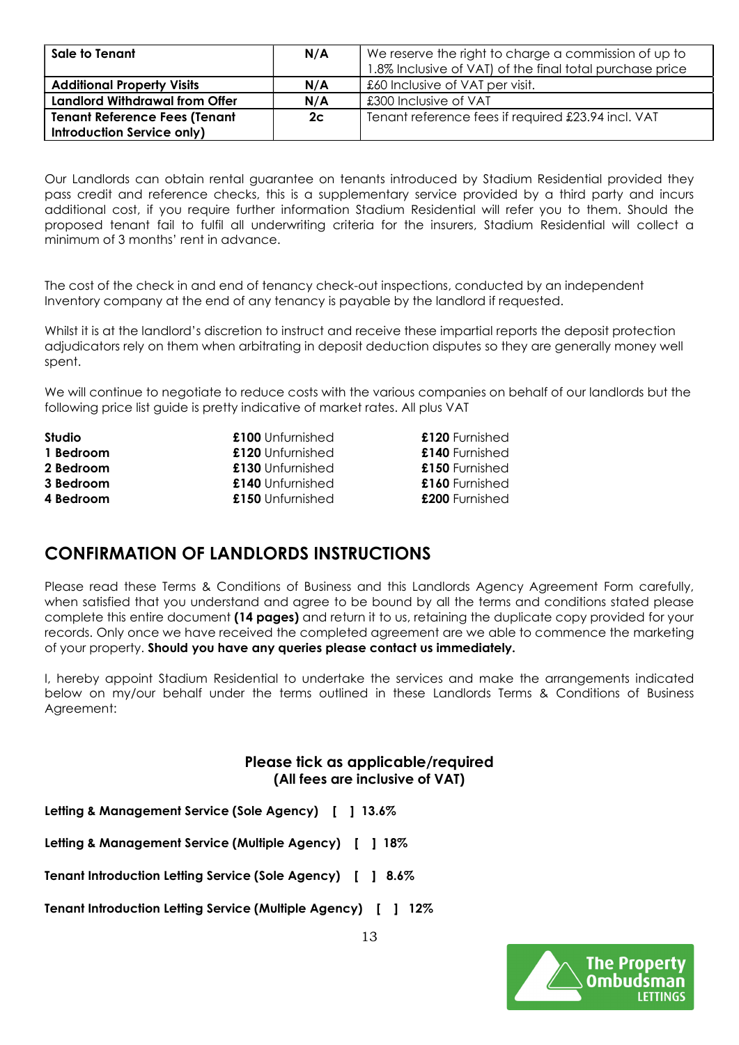| **Sale to Tenant** | **N/A** | We reserve the right to charge a commission of up to 1.8% Inclusive of VAT) of the final total purchase price |
|---|---|---|
| **Additional Property Visits** | **N/A** | £60 Inclusive of VAT per visit. |
| **Landlord Withdrawal from Offer** | **N/A** | £300 Inclusive of VAT |
| **Tenant Reference Fees (Tenant Introduction Service only)** | **2c** | Tenant reference fees if required £23.94 incl. VAT |

Our Landlords can obtain rental guarantee on tenants introduced by Stadium Residential provided they pass credit and reference checks, this is a supplementary service provided by a third party and incurs additional cost, if you require further information Stadium Residential will refer you to them. Should the proposed tenant fail to fulfil all underwriting criteria for the insurers, Stadium Residential will collect a minimum of 3 months' rent in advance.

The cost of the check in and end of tenancy check-out inspections, conducted by an independent Inventory company at the end of any tenancy is payable by the landlord if requested.

Whilst it is at the landlord's discretion to instruct and receive these impartial reports the deposit protection adjudicators rely on them when arbitrating in deposit deduction disputes so they are generally money well spent.

We will continue to negotiate to reduce costs with the various companies on behalf of our landlords but the following price list guide is pretty indicative of market rates. All plus VAT

| | | |
|---|---|---|
| **Studio** | **£100** Unfurnished | **£120** Furnished |
| **1 Bedroom** | **£120** Unfurnished | **£140** Furnished |
| **2 Bedroom** | **£130** Unfurnished | **£150** Furnished |
| **3 Bedroom** | **£140** Unfurnished | **£160** Furnished |
| **4 Bedroom** | **£150** Unfurnished | **£200** Furnished |

## CONFIRMATION OF LANDLORDS INSTRUCTIONS

Please read these Terms & Conditions of Business and this Landlords Agency Agreement Form carefully, when satisfied that you understand and agree to be bound by all the terms and conditions stated please complete this entire document **(14 pages)** and return it to us, retaining the duplicate copy provided for your records. Only once we have received the completed agreement are we able to commence the marketing of your property. **Should you have any queries please contact us immediately.**

I, hereby appoint Stadium Residential to undertake the services and make the arrangements indicated below on my/our behalf under the terms outlined in these Landlords Terms & Conditions of Business Agreement:

**Please tick as applicable/required**
**(All fees are inclusive of VAT)**

**Letting & Management Service (Sole Agency) [ ] 13.6%**

**Letting & Management Service (Multiple Agency) [ ] 18%**

**Tenant Introduction Letting Service (Sole Agency) [ ] 8.6%**

**Tenant Introduction Letting Service (Multiple Agency) [ ] 12%**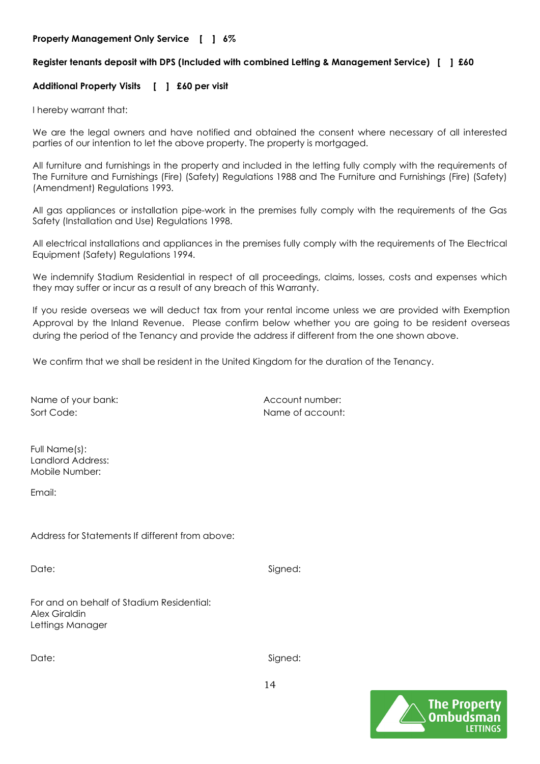**Property Management Only Service [ ] 6%**

**Register tenants deposit with DPS (Included with combined Letting & Management Service) [ ] £60**

**Additional Property Visits [ ] £60 per visit**

I hereby warrant that:

We are the legal owners and have notified and obtained the consent where necessary of all interested parties of our intention to let the above property. The property is mortgaged.

All furniture and furnishings in the property and included in the letting fully comply with the requirements of The Furniture and Furnishings (Fire) (Safety) Regulations 1988 and The Furniture and Furnishings (Fire) (Safety) (Amendment) Regulations 1993.

All gas appliances or installation pipe-work in the premises fully comply with the requirements of the Gas Safety (Installation and Use) Regulations 1998.

All electrical installations and appliances in the premises fully comply with the requirements of The Electrical Equipment (Safety) Regulations 1994.

We indemnify Stadium Residential in respect of all proceedings, claims, losses, costs and expenses which they may suffer or incur as a result of any breach of this Warranty.

If you reside overseas we will deduct tax from your rental income unless we are provided with Exemption Approval by the Inland Revenue. Please confirm below whether you are going to be resident overseas during the period of the Tenancy and provide the address if different from the one shown above.

We confirm that we shall be resident in the United Kingdom for the duration of the Tenancy.

Name of your bank:

Sort Code:

Account number:

Name of account:

Full Name(s):
Landlord Address:
Mobile Number:

Email:

Address for Statements If different from above:

Date:

Signed:

For and on behalf of Stadium Residential:
Alex Giraldin
Lettings Manager

Date:

Signed:

The Property Ombudsman LETTINGS